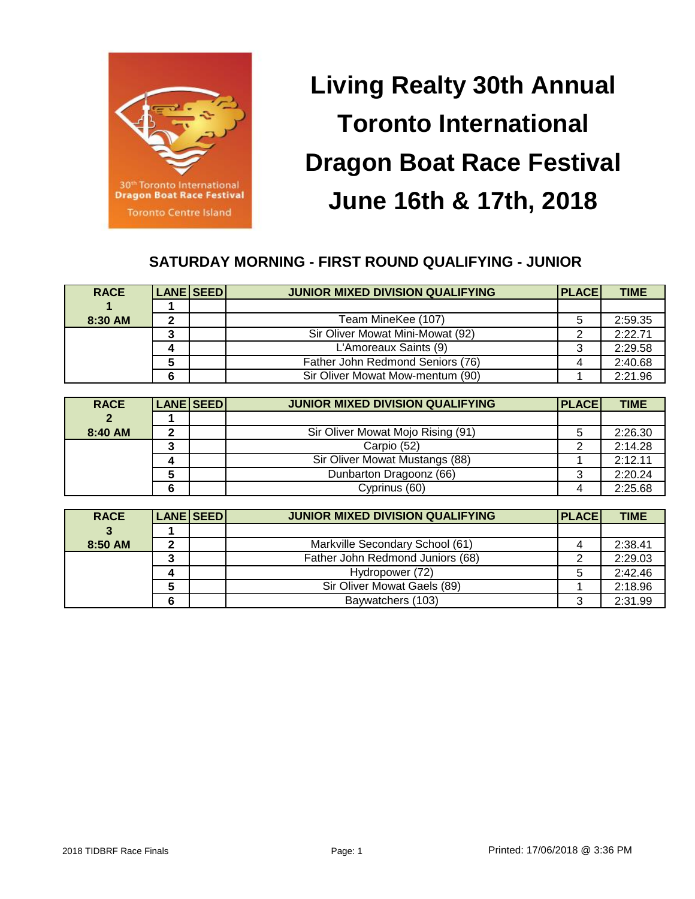# Living Realty 30th Annual Toronto International Dragon Boat Race Festival June 16th & 17th, 2018

## SATURDAY MORNING - FIRST ROUND QUALIFYING - JUNIOR

| RACE | LANE | SEED | JUNIOR MIXED DIVISION QUALIFYING | PLACE | TIME |
|---|---|---|---|---|---|
| 1 | 1 | | | | |
| 8:30 AM | 2 | | Team MineKee (107) | 5 | 2:59.35 |
| | 3 | | Sir Oliver Mowat Mini-Mowat (92) | 2 | 2:22.71 |
| | 4 | | L'Amoreaux Saints (9) | 3 | 2:29.58 |
| | 5 | | Father John Redmond Seniors (76) | 4 | 2:40.68 |
| | 6 | | Sir Oliver Mowat Mow-mentum (90) | 1 | 2:21.96 |

| RACE | LANE | SEED | JUNIOR MIXED DIVISION QUALIFYING | PLACE | TIME |
|---|---|---|---|---|---|
| 2 | 1 | | | | |
| 8:40 AM | 2 | | Sir Oliver Mowat Mojo Rising (91) | 5 | 2:26.30 |
| | 3 | | Carpio (52) | 2 | 2:14.28 |
| | 4 | | Sir Oliver Mowat Mustangs (88) | 1 | 2:12.11 |
| | 5 | | Dunbarton Dragoonz (66) | 3 | 2:20.24 |
| | 6 | | Cyprinus (60) | 4 | 2:25.68 |

| RACE | LANE | SEED | JUNIOR MIXED DIVISION QUALIFYING | PLACE | TIME |
|---|---|---|---|---|---|
| 3 | 1 | | | | |
| 8:50 AM | 2 | | Markville Secondary School (61) | 4 | 2:38.41 |
| | 3 | | Father John Redmond Juniors (68) | 2 | 2:29.03 |
| | 4 | | Hydropower (72) | 5 | 2:42.46 |
| | 5 | | Sir Oliver Mowat Gaels (89) | 1 | 2:18.96 |
| | 6 | | Baywatchers (103) | 3 | 2:31.99 |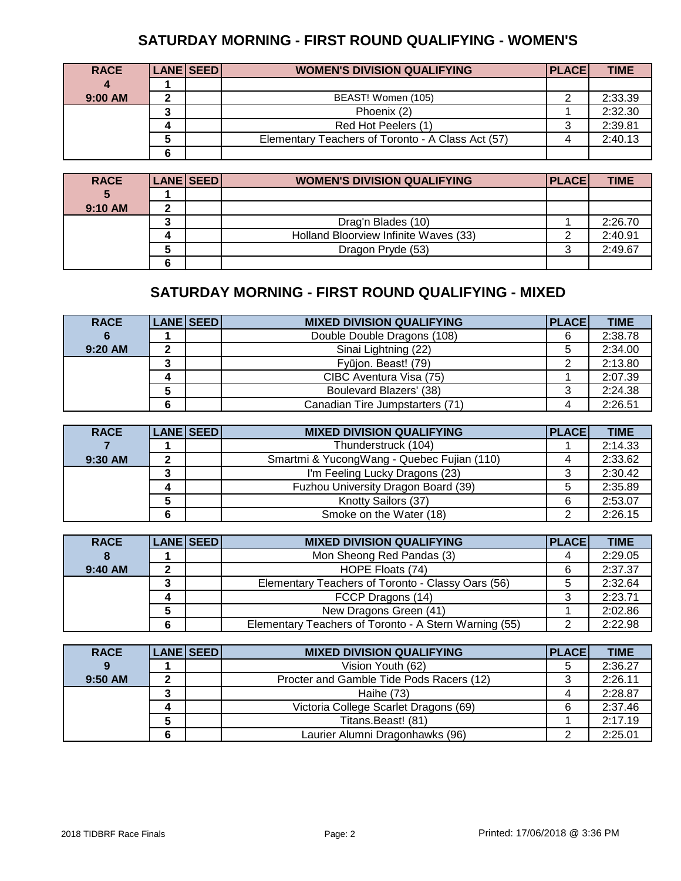## SATURDAY MORNING - FIRST ROUND QUALIFYING - WOMEN'S

| RACE | LANE | SEED | WOMEN'S DIVISION QUALIFYING | PLACE | TIME |
|---|---|---|---|---|---|
| 4 | 1 | | | | |
| 9:00 AM | 2 | | BEAST! Women (105) | 2 | 2:33.39 |
| | 3 | | Phoenix (2) | 1 | 2:32.30 |
| | 4 | | Red Hot Peelers (1) | 3 | 2:39.81 |
| | 5 | | Elementary Teachers of Toronto - A Class Act (57) | 4 | 2:40.13 |
| | 6 | | | | |

| RACE | LANE | SEED | WOMEN'S DIVISION QUALIFYING | PLACE | TIME |
|---|---|---|---|---|---|
| 5 | 1 | | | | |
| 9:10 AM | 2 | | | | |
| | 3 | | Drag'n Blades (10) | 1 | 2:26.70 |
| | 4 | | Holland Bloorview Infinite Waves (33) | 2 | 2:40.91 |
| | 5 | | Dragon Pryde (53) | 3 | 2:49.67 |
| | 6 | | | | |

## SATURDAY MORNING - FIRST ROUND QUALIFYING - MIXED

| RACE | LANE | SEED | MIXED DIVISION QUALIFYING | PLACE | TIME |
|---|---|---|---|---|---|
| 6 | 1 | | Double Double Dragons (108) | 6 | 2:38.78 |
| 9:20 AM | 2 | | Sinai Lightning (22) | 5 | 2:34.00 |
| | 3 | | Fyūjon. Beast! (79) | 2 | 2:13.80 |
| | 4 | | CIBC Aventura Visa (75) | 1 | 2:07.39 |
| | 5 | | Boulevard Blazers' (38) | 3 | 2:24.38 |
| | 6 | | Canadian Tire Jumpstarters (71) | 4 | 2:26.51 |

| RACE | LANE | SEED | MIXED DIVISION QUALIFYING | PLACE | TIME |
|---|---|---|---|---|---|
| 7 | 1 | | Thunderstruck (104) | 1 | 2:14.33 |
| 9:30 AM | 2 | | Smartmi & YucongWang - Quebec Fujian (110) | 4 | 2:33.62 |
| | 3 | | I'm Feeling Lucky Dragons (23) | 3 | 2:30.42 |
| | 4 | | Fuzhou University Dragon Board (39) | 5 | 2:35.89 |
| | 5 | | Knotty Sailors (37) | 6 | 2:53.07 |
| | 6 | | Smoke on the Water (18) | 2 | 2:26.15 |

| RACE | LANE | SEED | MIXED DIVISION QUALIFYING | PLACE | TIME |
|---|---|---|---|---|---|
| 8 | 1 | | Mon Sheong Red Pandas (3) | 4 | 2:29.05 |
| 9:40 AM | 2 | | HOPE Floats (74) | 6 | 2:37.37 |
| | 3 | | Elementary Teachers of Toronto - Classy Oars (56) | 5 | 2:32.64 |
| | 4 | | FCCP Dragons (14) | 3 | 2:23.71 |
| | 5 | | New Dragons Green (41) | 1 | 2:02.86 |
| | 6 | | Elementary Teachers of Toronto - A Stern Warning (55) | 2 | 2:22.98 |

| RACE | LANE | SEED | MIXED DIVISION QUALIFYING | PLACE | TIME |
|---|---|---|---|---|---|
| 9 | 1 | | Vision Youth (62) | 5 | 2:36.27 |
| 9:50 AM | 2 | | Procter and Gamble Tide Pods Racers (12) | 3 | 2:26.11 |
| | 3 | | Haihe (73) | 4 | 2:28.87 |
| | 4 | | Victoria College Scarlet Dragons (69) | 6 | 2:37.46 |
| | 5 | | Titans.Beast! (81) | 1 | 2:17.19 |
| | 6 | | Laurier Alumni Dragonhawks (96) | 2 | 2:25.01 |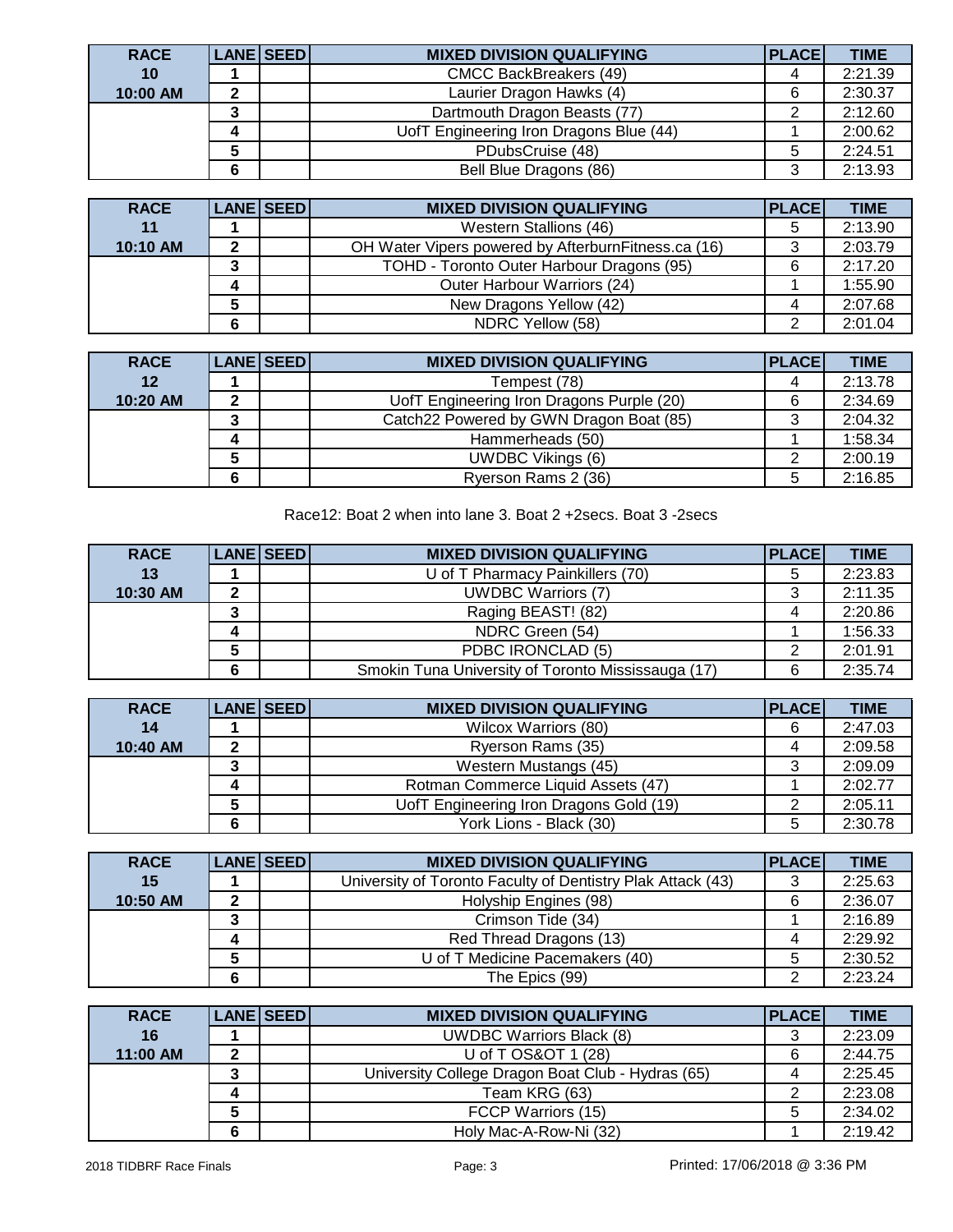| RACE | LANE | SEED | MIXED DIVISION QUALIFYING | PLACE | TIME |
|---|---|---|---|---|---|
| 10 | 1 | | CMCC BackBreakers (49) | 4 | 2:21.39 |
| 10:00 AM | 2 | | Laurier Dragon Hawks (4) | 6 | 2:30.37 |
| | 3 | | Dartmouth Dragon Beasts (77) | 2 | 2:12.60 |
| | 4 | | UofT Engineering Iron Dragons Blue (44) | 1 | 2:00.62 |
| | 5 | | PDubsCruise (48) | 5 | 2:24.51 |
| | 6 | | Bell Blue Dragons (86) | 3 | 2:13.93 |

| RACE | LANE | SEED | MIXED DIVISION QUALIFYING | PLACE | TIME |
|---|---|---|---|---|---|
| 11 | 1 | | Western Stallions (46) | 5 | 2:13.90 |
| 10:10 AM | 2 | | OH Water Vipers powered by AfterburnFitness.ca (16) | 3 | 2:03.79 |
| | 3 | | TOHD - Toronto Outer Harbour Dragons (95) | 6 | 2:17.20 |
| | 4 | | Outer Harbour Warriors (24) | 1 | 1:55.90 |
| | 5 | | New Dragons Yellow (42) | 4 | 2:07.68 |
| | 6 | | NDRC Yellow (58) | 2 | 2:01.04 |

| RACE | LANE | SEED | MIXED DIVISION QUALIFYING | PLACE | TIME |
|---|---|---|---|---|---|
| 12 | 1 | | Tempest (78) | 4 | 2:13.78 |
| 10:20 AM | 2 | | UofT Engineering Iron Dragons Purple (20) | 6 | 2:34.69 |
| | 3 | | Catch22 Powered by GWN Dragon Boat (85) | 3 | 2:04.32 |
| | 4 | | Hammerheads (50) | 1 | 1:58.34 |
| | 5 | | UWDBC Vikings (6) | 2 | 2:00.19 |
| | 6 | | Ryerson Rams 2 (36) | 5 | 2:16.85 |

Race12: Boat 2 when into lane 3. Boat 2 +2secs. Boat 3 -2secs

| RACE | LANE | SEED | MIXED DIVISION QUALIFYING | PLACE | TIME |
|---|---|---|---|---|---|
| 13 | 1 | | U of T Pharmacy Painkillers (70) | 5 | 2:23.83 |
| 10:30 AM | 2 | | UWDBC Warriors (7) | 3 | 2:11.35 |
| | 3 | | Raging BEAST! (82) | 4 | 2:20.86 |
| | 4 | | NDRC Green (54) | 1 | 1:56.33 |
| | 5 | | PDBC IRONCLAD (5) | 2 | 2:01.91 |
| | 6 | | Smokin Tuna University of Toronto Mississauga (17) | 6 | 2:35.74 |

| RACE | LANE | SEED | MIXED DIVISION QUALIFYING | PLACE | TIME |
|---|---|---|---|---|---|
| 14 | 1 | | Wilcox Warriors (80) | 6 | 2:47.03 |
| 10:40 AM | 2 | | Ryerson Rams (35) | 4 | 2:09.58 |
| | 3 | | Western Mustangs (45) | 3 | 2:09.09 |
| | 4 | | Rotman Commerce Liquid Assets (47) | 1 | 2:02.77 |
| | 5 | | UofT Engineering Iron Dragons Gold (19) | 2 | 2:05.11 |
| | 6 | | York Lions - Black (30) | 5 | 2:30.78 |

| RACE | LANE | SEED | MIXED DIVISION QUALIFYING | PLACE | TIME |
|---|---|---|---|---|---|
| 15 | 1 | | University of Toronto Faculty of Dentistry Plak Attack (43) | 3 | 2:25.63 |
| 10:50 AM | 2 | | Holyship Engines (98) | 6 | 2:36.07 |
| | 3 | | Crimson Tide (34) | 1 | 2:16.89 |
| | 4 | | Red Thread Dragons (13) | 4 | 2:29.92 |
| | 5 | | U of T Medicine Pacemakers (40) | 5 | 2:30.52 |
| | 6 | | The Epics (99) | 2 | 2:23.24 |

| RACE | LANE | SEED | MIXED DIVISION QUALIFYING | PLACE | TIME |
|---|---|---|---|---|---|
| 16 | 1 | | UWDBC Warriors Black (8) | 3 | 2:23.09 |
| 11:00 AM | 2 | | U of T OS&OT 1 (28) | 6 | 2:44.75 |
| | 3 | | University College Dragon Boat Club - Hydras (65) | 4 | 2:25.45 |
| | 4 | | Team KRG (63) | 2 | 2:23.08 |
| | 5 | | FCCP Warriors (15) | 5 | 2:34.02 |
| | 6 | | Holy Mac-A-Row-Ni (32) | 1 | 2:19.42 |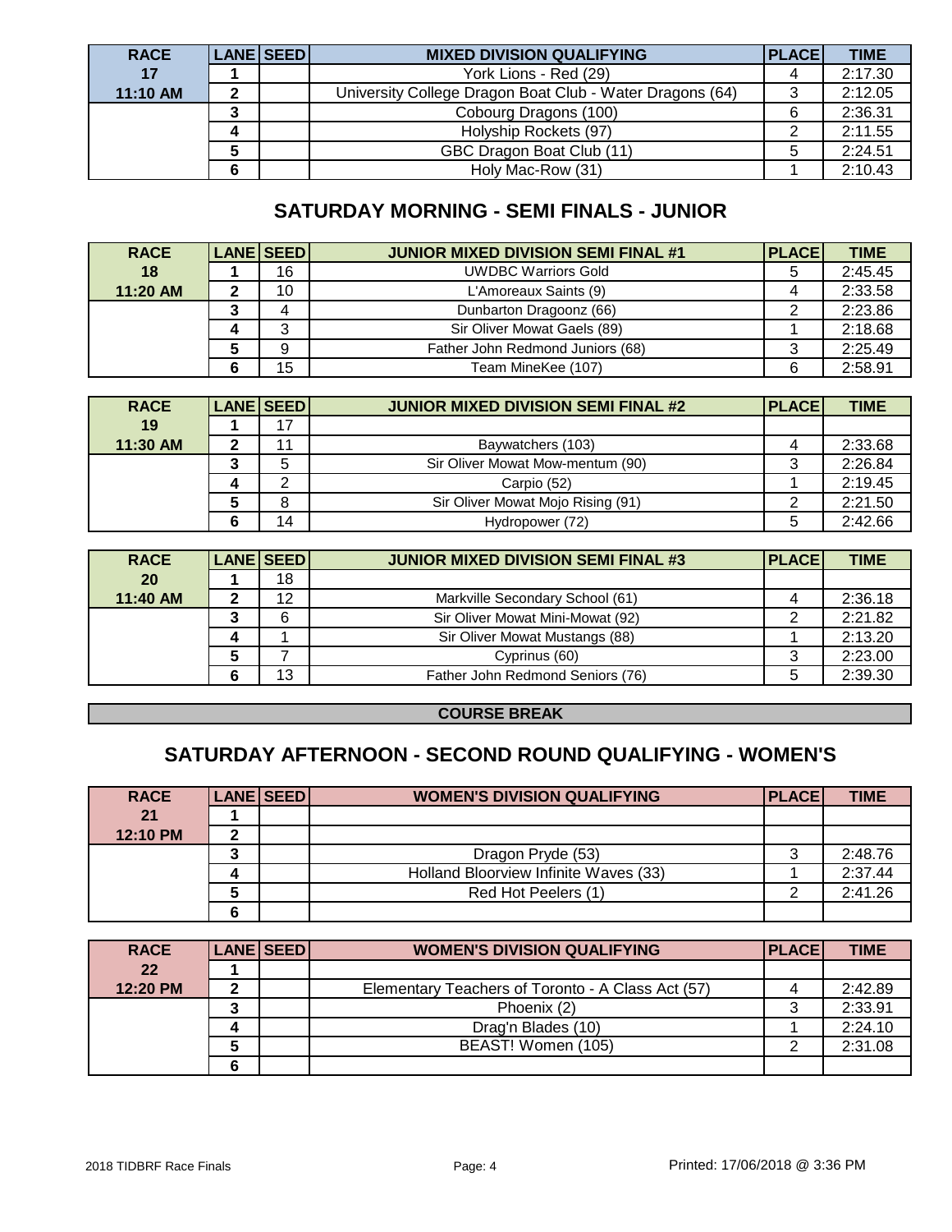| RACE | LANE | SEED | MIXED DIVISION QUALIFYING | PLACE | TIME |
|---|---|---|---|---|---|
| 17 | 1 | | York Lions - Red (29) | 4 | 2:17.30 |
| 11:10 AM | 2 | | University College Dragon Boat Club - Water Dragons (64) | 3 | 2:12.05 |
| | 3 | | Cobourg Dragons (100) | 6 | 2:36.31 |
| | 4 | | Holyship Rockets (97) | 2 | 2:11.55 |
| | 5 | | GBC Dragon Boat Club (11) | 5 | 2:24.51 |
| | 6 | | Holy Mac-Row (31) | 1 | 2:10.43 |

## SATURDAY MORNING - SEMI FINALS - JUNIOR

| RACE | LANE | SEED | JUNIOR MIXED DIVISION SEMI FINAL #1 | PLACE | TIME |
|---|---|---|---|---|---|
| 18 | 1 | 16 | UWDBC Warriors Gold | 5 | 2:45.45 |
| 11:20 AM | 2 | 10 | L'Amoreaux Saints (9) | 4 | 2:33.58 |
| | 3 | 4 | Dunbarton Dragoonz (66) | 2 | 2:23.86 |
| | 4 | 3 | Sir Oliver Mowat Gaels (89) | 1 | 2:18.68 |
| | 5 | 9 | Father John Redmond Juniors (68) | 3 | 2:25.49 |
| | 6 | 15 | Team MineKee (107) | 6 | 2:58.91 |

| RACE | LANE | SEED | JUNIOR MIXED DIVISION SEMI FINAL #2 | PLACE | TIME |
|---|---|---|---|---|---|
| 19 | 1 | 17 | | | |
| 11:30 AM | 2 | 11 | Baywatchers (103) | 4 | 2:33.68 |
| | 3 | 5 | Sir Oliver Mowat Mow-mentum (90) | 3 | 2:26.84 |
| | 4 | 2 | Carpio (52) | 1 | 2:19.45 |
| | 5 | 8 | Sir Oliver Mowat Mojo Rising (91) | 2 | 2:21.50 |
| | 6 | 14 | Hydropower (72) | 5 | 2:42.66 |

| RACE | LANE | SEED | JUNIOR MIXED DIVISION SEMI FINAL #3 | PLACE | TIME |
|---|---|---|---|---|---|
| 20 | 1 | 18 | | | |
| 11:40 AM | 2 | 12 | Markville Secondary School (61) | 4 | 2:36.18 |
| | 3 | 6 | Sir Oliver Mowat Mini-Mowat (92) | 2 | 2:21.82 |
| | 4 | 1 | Sir Oliver Mowat Mustangs (88) | 1 | 2:13.20 |
| | 5 | 7 | Cyprinus (60) | 3 | 2:23.00 |
| | 6 | 13 | Father John Redmond Seniors (76) | 5 | 2:39.30 |

**COURSE BREAK**

## SATURDAY AFTERNOON - SECOND ROUND QUALIFYING - WOMEN'S

| RACE | LANE | SEED | WOMEN'S DIVISION QUALIFYING | PLACE | TIME |
|---|---|---|---|---|---|
| 21 | 1 | | | | |
| 12:10 PM | 2 | | | | |
| | 3 | | Dragon Pryde (53) | 3 | 2:48.76 |
| | 4 | | Holland Bloorview Infinite Waves (33) | 1 | 2:37.44 |
| | 5 | | Red Hot Peelers (1) | 2 | 2:41.26 |
| | 6 | | | | |

| RACE | LANE | SEED | WOMEN'S DIVISION QUALIFYING | PLACE | TIME |
|---|---|---|---|---|---|
| 22 | 1 | | | | |
| 12:20 PM | 2 | | Elementary Teachers of Toronto - A Class Act (57) | 4 | 2:42.89 |
| | 3 | | Phoenix (2) | 3 | 2:33.91 |
| | 4 | | Drag'n Blades (10) | 1 | 2:24.10 |
| | 5 | | BEAST! Women (105) | 2 | 2:31.08 |
| | 6 | | | | |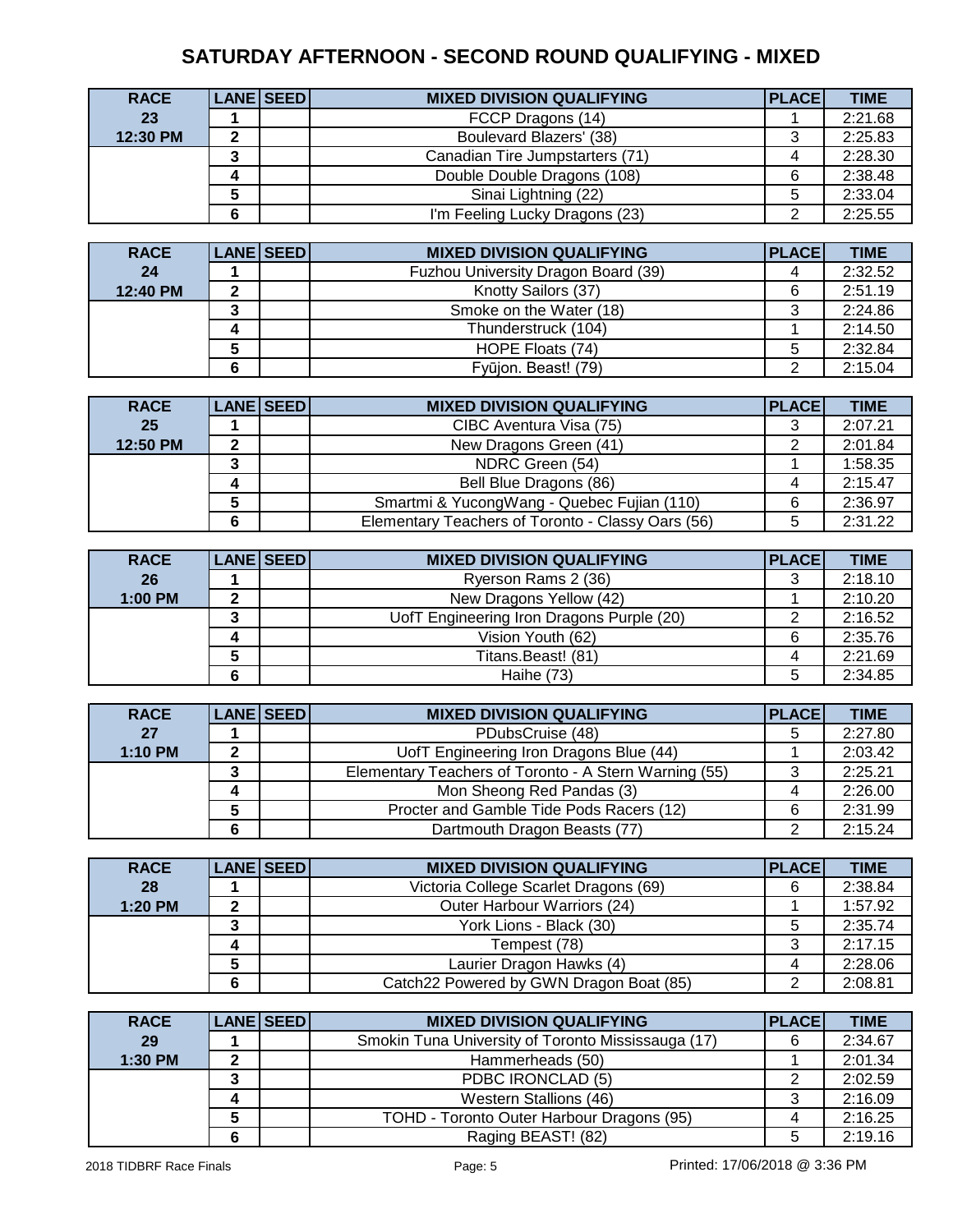# SATURDAY AFTERNOON - SECOND ROUND QUALIFYING - MIXED

| RACE | LANE | SEED | MIXED DIVISION QUALIFYING | PLACE | TIME |
|---|---|---|---|---|---|
| 23 | 1 | | FCCP Dragons (14) | 1 | 2:21.68 |
| 12:30 PM | 2 | | Boulevard Blazers' (38) | 3 | 2:25.83 |
| | 3 | | Canadian Tire Jumpstarters (71) | 4 | 2:28.30 |
| | 4 | | Double Double Dragons (108) | 6 | 2:38.48 |
| | 5 | | Sinai Lightning (22) | 5 | 2:33.04 |
| | 6 | | I'm Feeling Lucky Dragons (23) | 2 | 2:25.55 |

| RACE | LANE | SEED | MIXED DIVISION QUALIFYING | PLACE | TIME |
|---|---|---|---|---|---|
| 24 | 1 | | Fuzhou University Dragon Board (39) | 4 | 2:32.52 |
| 12:40 PM | 2 | | Knotty Sailors (37) | 6 | 2:51.19 |
| | 3 | | Smoke on the Water (18) | 3 | 2:24.86 |
| | 4 | | Thunderstruck (104) | 1 | 2:14.50 |
| | 5 | | HOPE Floats (74) | 5 | 2:32.84 |
| | 6 | | Fyūjon. Beast! (79) | 2 | 2:15.04 |

| RACE | LANE | SEED | MIXED DIVISION QUALIFYING | PLACE | TIME |
|---|---|---|---|---|---|
| 25 | 1 | | CIBC Aventura Visa (75) | 3 | 2:07.21 |
| 12:50 PM | 2 | | New Dragons Green (41) | 2 | 2:01.84 |
| | 3 | | NDRC Green (54) | 1 | 1:58.35 |
| | 4 | | Bell Blue Dragons (86) | 4 | 2:15.47 |
| | 5 | | Smartmi & YucongWang - Quebec Fujian (110) | 6 | 2:36.97 |
| | 6 | | Elementary Teachers of Toronto - Classy Oars (56) | 5 | 2:31.22 |

| RACE | LANE | SEED | MIXED DIVISION QUALIFYING | PLACE | TIME |
|---|---|---|---|---|---|
| 26 | 1 | | Ryerson Rams 2 (36) | 3 | 2:18.10 |
| 1:00 PM | 2 | | New Dragons Yellow (42) | 1 | 2:10.20 |
| | 3 | | UofT Engineering Iron Dragons Purple (20) | 2 | 2:16.52 |
| | 4 | | Vision Youth (62) | 6 | 2:35.76 |
| | 5 | | Titans.Beast! (81) | 4 | 2:21.69 |
| | 6 | | Haihe (73) | 5 | 2:34.85 |

| RACE | LANE | SEED | MIXED DIVISION QUALIFYING | PLACE | TIME |
|---|---|---|---|---|---|
| 27 | 1 | | PDubsCruise (48) | 5 | 2:27.80 |
| 1:10 PM | 2 | | UofT Engineering Iron Dragons Blue (44) | 1 | 2:03.42 |
| | 3 | | Elementary Teachers of Toronto - A Stern Warning (55) | 3 | 2:25.21 |
| | 4 | | Mon Sheong Red Pandas (3) | 4 | 2:26.00 |
| | 5 | | Procter and Gamble Tide Pods Racers (12) | 6 | 2:31.99 |
| | 6 | | Dartmouth Dragon Beasts (77) | 2 | 2:15.24 |

| RACE | LANE | SEED | MIXED DIVISION QUALIFYING | PLACE | TIME |
|---|---|---|---|---|---|
| 28 | 1 | | Victoria College Scarlet Dragons (69) | 6 | 2:38.84 |
| 1:20 PM | 2 | | Outer Harbour Warriors (24) | 1 | 1:57.92 |
| | 3 | | York Lions - Black (30) | 5 | 2:35.74 |
| | 4 | | Tempest (78) | 3 | 2:17.15 |
| | 5 | | Laurier Dragon Hawks (4) | 4 | 2:28.06 |
| | 6 | | Catch22 Powered by GWN Dragon Boat (85) | 2 | 2:08.81 |

| RACE | LANE | SEED | MIXED DIVISION QUALIFYING | PLACE | TIME |
|---|---|---|---|---|---|
| 29 | 1 | | Smokin Tuna University of Toronto Mississauga (17) | 6 | 2:34.67 |
| 1:30 PM | 2 | | Hammerheads (50) | 1 | 2:01.34 |
| | 3 | | PDBC IRONCLAD (5) | 2 | 2:02.59 |
| | 4 | | Western Stallions (46) | 3 | 2:16.09 |
| | 5 | | TOHD - Toronto Outer Harbour Dragons (95) | 4 | 2:16.25 |
| | 6 | | Raging BEAST! (82) | 5 | 2:19.16 |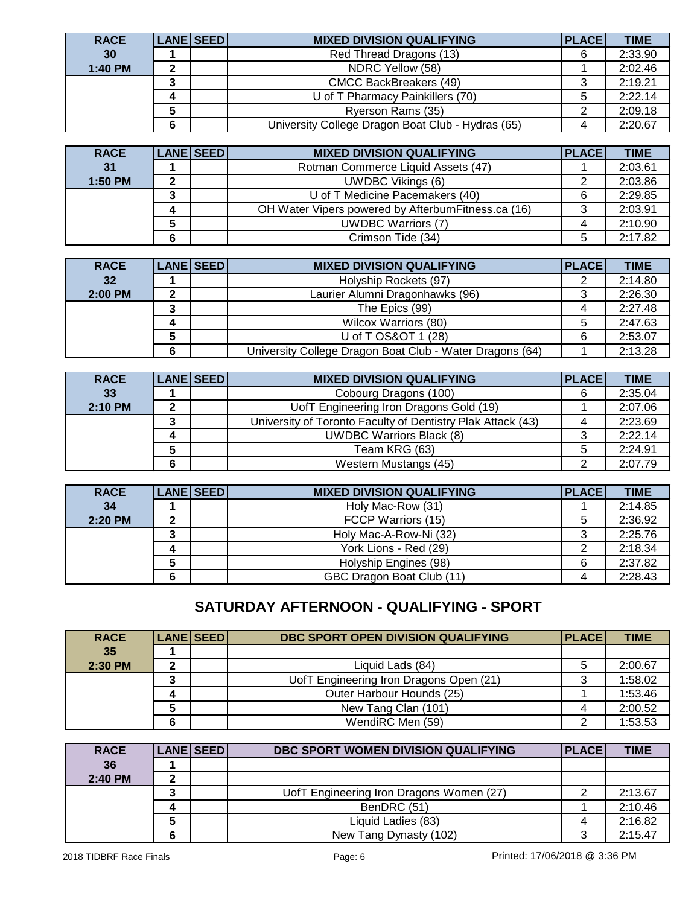| RACE | LANE | SEED | MIXED DIVISION QUALIFYING | PLACE | TIME |
|---|---|---|---|---|---|
| 30 | 1 | | Red Thread Dragons (13) | 6 | 2:33.90 |
| 1:40 PM | 2 | | NDRC Yellow (58) | 1 | 2:02.46 |
| | 3 | | CMCC BackBreakers (49) | 3 | 2:19.21 |
| | 4 | | U of T Pharmacy Painkillers (70) | 5 | 2:22.14 |
| | 5 | | Ryerson Rams (35) | 2 | 2:09.18 |
| | 6 | | University College Dragon Boat Club - Hydras (65) | 4 | 2:20.67 |

| RACE | LANE | SEED | MIXED DIVISION QUALIFYING | PLACE | TIME |
|---|---|---|---|---|---|
| 31 | 1 | | Rotman Commerce Liquid Assets (47) | 1 | 2:03.61 |
| 1:50 PM | 2 | | UWDBC Vikings (6) | 2 | 2:03.86 |
| | 3 | | U of T Medicine Pacemakers (40) | 6 | 2:29.85 |
| | 4 | | OH Water Vipers powered by AfterburnFitness.ca (16) | 3 | 2:03.91 |
| | 5 | | UWDBC Warriors (7) | 4 | 2:10.90 |
| | 6 | | Crimson Tide (34) | 5 | 2:17.82 |

| RACE | LANE | SEED | MIXED DIVISION QUALIFYING | PLACE | TIME |
|---|---|---|---|---|---|
| 32 | 1 | | Holyship Rockets (97) | 2 | 2:14.80 |
| 2:00 PM | 2 | | Laurier Alumni Dragonhawks (96) | 3 | 2:26.30 |
| | 3 | | The Epics (99) | 4 | 2:27.48 |
| | 4 | | Wilcox Warriors (80) | 5 | 2:47.63 |
| | 5 | | U of T OS&OT 1 (28) | 6 | 2:53.07 |
| | 6 | | University College Dragon Boat Club - Water Dragons (64) | 1 | 2:13.28 |

| RACE | LANE | SEED | MIXED DIVISION QUALIFYING | PLACE | TIME |
|---|---|---|---|---|---|
| 33 | 1 | | Cobourg Dragons (100) | 6 | 2:35.04 |
| 2:10 PM | 2 | | UofT Engineering Iron Dragons Gold (19) | 1 | 2:07.06 |
| | 3 | | University of Toronto Faculty of Dentistry Plak Attack (43) | 4 | 2:23.69 |
| | 4 | | UWDBC Warriors Black (8) | 3 | 2:22.14 |
| | 5 | | Team KRG (63) | 5 | 2:24.91 |
| | 6 | | Western Mustangs (45) | 2 | 2:07.79 |

| RACE | LANE | SEED | MIXED DIVISION QUALIFYING | PLACE | TIME |
|---|---|---|---|---|---|
| 34 | 1 | | Holy Mac-Row (31) | 1 | 2:14.85 |
| 2:20 PM | 2 | | FCCP Warriors (15) | 5 | 2:36.92 |
| | 3 | | Holy Mac-A-Row-Ni (32) | 3 | 2:25.76 |
| | 4 | | York Lions - Red (29) | 2 | 2:18.34 |
| | 5 | | Holyship Engines (98) | 6 | 2:37.82 |
| | 6 | | GBC Dragon Boat Club (11) | 4 | 2:28.43 |

## SATURDAY AFTERNOON - QUALIFYING - SPORT

| RACE | LANE | SEED | DBC SPORT OPEN DIVISION QUALIFYING | PLACE | TIME |
|---|---|---|---|---|---|
| 35 | 1 | | | | |
| 2:30 PM | 2 | | Liquid Lads (84) | 5 | 2:00.67 |
| | 3 | | UofT Engineering Iron Dragons Open (21) | 3 | 1:58.02 |
| | 4 | | Outer Harbour Hounds (25) | 1 | 1:53.46 |
| | 5 | | New Tang Clan (101) | 4 | 2:00.52 |
| | 6 | | WendiRC Men (59) | 2 | 1:53.53 |

| RACE | LANE | SEED | DBC SPORT WOMEN DIVISION QUALIFYING | PLACE | TIME |
|---|---|---|---|---|---|
| 36 | 1 | | | | |
| 2:40 PM | 2 | | | | |
| | 3 | | UofT Engineering Iron Dragons Women (27) | 2 | 2:13.67 |
| | 4 | | BenDRC (51) | 1 | 2:10.46 |
| | 5 | | Liquid Ladies (83) | 4 | 2:16.82 |
| | 6 | | New Tang Dynasty (102) | 3 | 2:15.47 |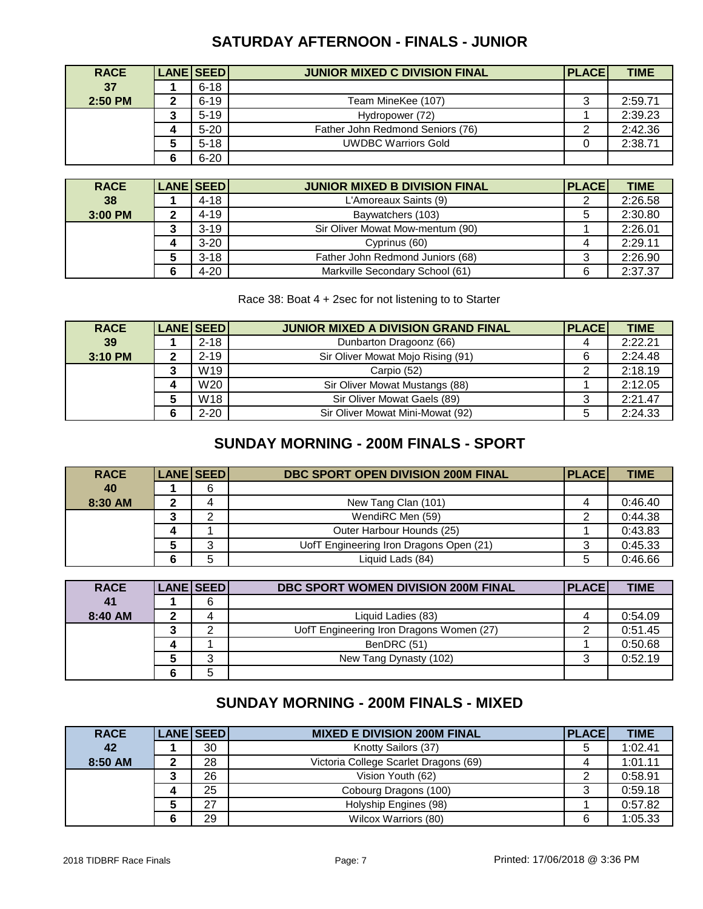## SATURDAY AFTERNOON - FINALS - JUNIOR

| RACE | LANE | SEED | JUNIOR MIXED C DIVISION FINAL | PLACE | TIME |
|---|---|---|---|---|---|
| 37 | 1 | 6-18 | | | |
| 2:50 PM | 2 | 6-19 | Team MineKee (107) | 3 | 2:59.71 |
| | 3 | 5-19 | Hydropower (72) | 1 | 2:39.23 |
| | 4 | 5-20 | Father John Redmond Seniors (76) | 2 | 2:42.36 |
| | 5 | 5-18 | UWDBC Warriors Gold | 0 | 2:38.71 |
| | 6 | 6-20 | | | |

| RACE | LANE | SEED | JUNIOR MIXED B DIVISION FINAL | PLACE | TIME |
|---|---|---|---|---|---|
| 38 | 1 | 4-18 | L'Amoreaux Saints (9) | 2 | 2:26.58 |
| 3:00 PM | 2 | 4-19 | Baywatchers (103) | 5 | 2:30.80 |
| | 3 | 3-19 | Sir Oliver Mowat Mow-mentum (90) | 1 | 2:26.01 |
| | 4 | 3-20 | Cyprinus (60) | 4 | 2:29.11 |
| | 5 | 3-18 | Father John Redmond Juniors (68) | 3 | 2:26.90 |
| | 6 | 4-20 | Markville Secondary School (61) | 6 | 2:37.37 |

Race 38: Boat 4 + 2sec for not listening to to Starter

| RACE | LANE | SEED | JUNIOR MIXED A DIVISION GRAND FINAL | PLACE | TIME |
|---|---|---|---|---|---|
| 39 | 1 | 2-18 | Dunbarton Dragoonz (66) | 4 | 2:22.21 |
| 3:10 PM | 2 | 2-19 | Sir Oliver Mowat Mojo Rising (91) | 6 | 2:24.48 |
| | 3 | W19 | Carpio (52) | 2 | 2:18.19 |
| | 4 | W20 | Sir Oliver Mowat Mustangs (88) | 1 | 2:12.05 |
| | 5 | W18 | Sir Oliver Mowat Gaels (89) | 3 | 2:21.47 |
| | 6 | 2-20 | Sir Oliver Mowat Mini-Mowat (92) | 5 | 2:24.33 |

## SUNDAY MORNING - 200M FINALS - SPORT

| RACE | LANE | SEED | DBC SPORT OPEN DIVISION 200M FINAL | PLACE | TIME |
|---|---|---|---|---|---|
| 40 | 1 | 6 | | | |
| 8:30 AM | 2 | 4 | New Tang Clan (101) | 4 | 0:46.40 |
| | 3 | 2 | WendiRC Men (59) | 2 | 0:44.38 |
| | 4 | 1 | Outer Harbour Hounds (25) | 1 | 0:43.83 |
| | 5 | 3 | UofT Engineering Iron Dragons Open (21) | 3 | 0:45.33 |
| | 6 | 5 | Liquid Lads (84) | 5 | 0:46.66 |

| RACE | LANE | SEED | DBC SPORT WOMEN DIVISION 200M FINAL | PLACE | TIME |
|---|---|---|---|---|---|
| 41 | 1 | 6 | | | |
| 8:40 AM | 2 | 4 | Liquid Ladies (83) | 4 | 0:54.09 |
| | 3 | 2 | UofT Engineering Iron Dragons Women (27) | 2 | 0:51.45 |
| | 4 | 1 | BenDRC (51) | 1 | 0:50.68 |
| | 5 | 3 | New Tang Dynasty (102) | 3 | 0:52.19 |
| | 6 | 5 | | | |

## SUNDAY MORNING - 200M FINALS - MIXED

| RACE | LANE | SEED | MIXED E DIVISION 200M FINAL | PLACE | TIME |
|---|---|---|---|---|---|
| 42 | 1 | 30 | Knotty Sailors (37) | 5 | 1:02.41 |
| 8:50 AM | 2 | 28 | Victoria College Scarlet Dragons (69) | 4 | 1:01.11 |
| | 3 | 26 | Vision Youth (62) | 2 | 0:58.91 |
| | 4 | 25 | Cobourg Dragons (100) | 3 | 0:59.18 |
| | 5 | 27 | Holyship Engines (98) | 1 | 0:57.82 |
| | 6 | 29 | Wilcox Warriors (80) | 6 | 1:05.33 |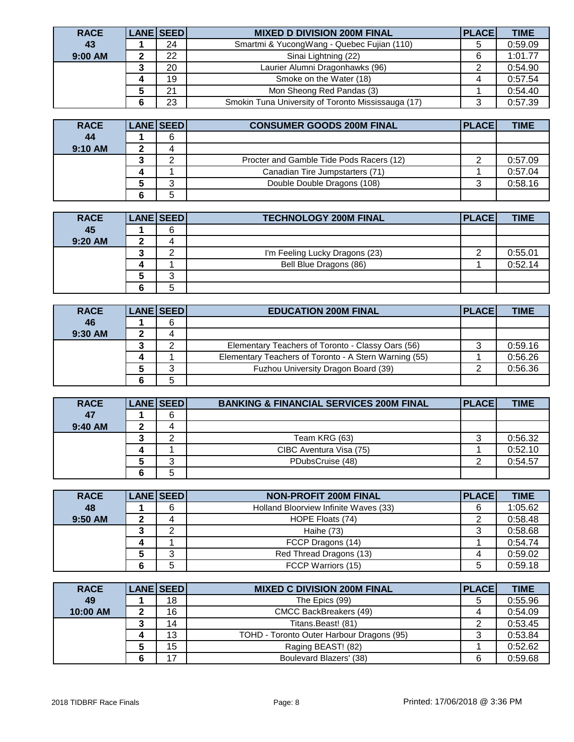| RACE | LANE | SEED | MIXED D DIVISION 200M FINAL | PLACE | TIME |
|---|---|---|---|---|---|
| 43 | 1 | 24 | Smartmi & YucongWang - Quebec Fujian (110) | 5 | 0:59.09 |
| 9:00 AM | 2 | 22 | Sinai Lightning (22) | 6 | 1:01.77 |
| | 3 | 20 | Laurier Alumni Dragonhawks (96) | 2 | 0:54.90 |
| | 4 | 19 | Smoke on the Water (18) | 4 | 0:57.54 |
| | 5 | 21 | Mon Sheong Red Pandas (3) | 1 | 0:54.40 |
| | 6 | 23 | Smokin Tuna University of Toronto Mississauga (17) | 3 | 0:57.39 |

| RACE | LANE | SEED | CONSUMER GOODS 200M FINAL | PLACE | TIME |
|---|---|---|---|---|---|
| 44 | 1 | 6 | | | |
| 9:10 AM | 2 | 4 | | | |
| | 3 | 2 | Procter and Gamble Tide Pods Racers (12) | 2 | 0:57.09 |
| | 4 | 1 | Canadian Tire Jumpstarters (71) | 1 | 0:57.04 |
| | 5 | 3 | Double Double Dragons (108) | 3 | 0:58.16 |
| | 6 | 5 | | | |

| RACE | LANE | SEED | TECHNOLOGY 200M FINAL | PLACE | TIME |
|---|---|---|---|---|---|
| 45 | 1 | 6 | | | |
| 9:20 AM | 2 | 4 | | | |
| | 3 | 2 | I'm Feeling Lucky Dragons (23) | 2 | 0:55.01 |
| | 4 | 1 | Bell Blue Dragons (86) | 1 | 0:52.14 |
| | 5 | 3 | | | |
| | 6 | 5 | | | |

| RACE | LANE | SEED | EDUCATION 200M FINAL | PLACE | TIME |
|---|---|---|---|---|---|
| 46 | 1 | 6 | | | |
| 9:30 AM | 2 | 4 | | | |
| | 3 | 2 | Elementary Teachers of Toronto - Classy Oars (56) | 3 | 0:59.16 |
| | 4 | 1 | Elementary Teachers of Toronto - A Stern Warning (55) | 1 | 0:56.26 |
| | 5 | 3 | Fuzhou University Dragon Board (39) | 2 | 0:56.36 |
| | 6 | 5 | | | |

| RACE | LANE | SEED | BANKING & FINANCIAL SERVICES 200M FINAL | PLACE | TIME |
|---|---|---|---|---|---|
| 47 | 1 | 6 | | | |
| 9:40 AM | 2 | 4 | | | |
| | 3 | 2 | Team KRG (63) | 3 | 0:56.32 |
| | 4 | 1 | CIBC Aventura Visa (75) | 1 | 0:52.10 |
| | 5 | 3 | PDubsCruise (48) | 2 | 0:54.57 |
| | 6 | 5 | | | |

| RACE | LANE | SEED | NON-PROFIT 200M FINAL | PLACE | TIME |
|---|---|---|---|---|---|
| 48 | 1 | 6 | Holland Bloorview Infinite Waves (33) | 6 | 1:05.62 |
| 9:50 AM | 2 | 4 | HOPE Floats (74) | 2 | 0:58.48 |
| | 3 | 2 | Haihe (73) | 3 | 0:58.68 |
| | 4 | 1 | FCCP Dragons (14) | 1 | 0:54.74 |
| | 5 | 3 | Red Thread Dragons (13) | 4 | 0:59.02 |
| | 6 | 5 | FCCP Warriors (15) | 5 | 0:59.18 |

| RACE | LANE | SEED | MIXED C DIVISION 200M FINAL | PLACE | TIME |
|---|---|---|---|---|---|
| 49 | 1 | 18 | The Epics (99) | 5 | 0:55.96 |
| 10:00 AM | 2 | 16 | CMCC BackBreakers (49) | 4 | 0:54.09 |
| | 3 | 14 | Titans.Beast! (81) | 2 | 0:53.45 |
| | 4 | 13 | TOHD - Toronto Outer Harbour Dragons (95) | 3 | 0:53.84 |
| | 5 | 15 | Raging BEAST! (82) | 1 | 0:52.62 |
| | 6 | 17 | Boulevard Blazers' (38) | 6 | 0:59.68 |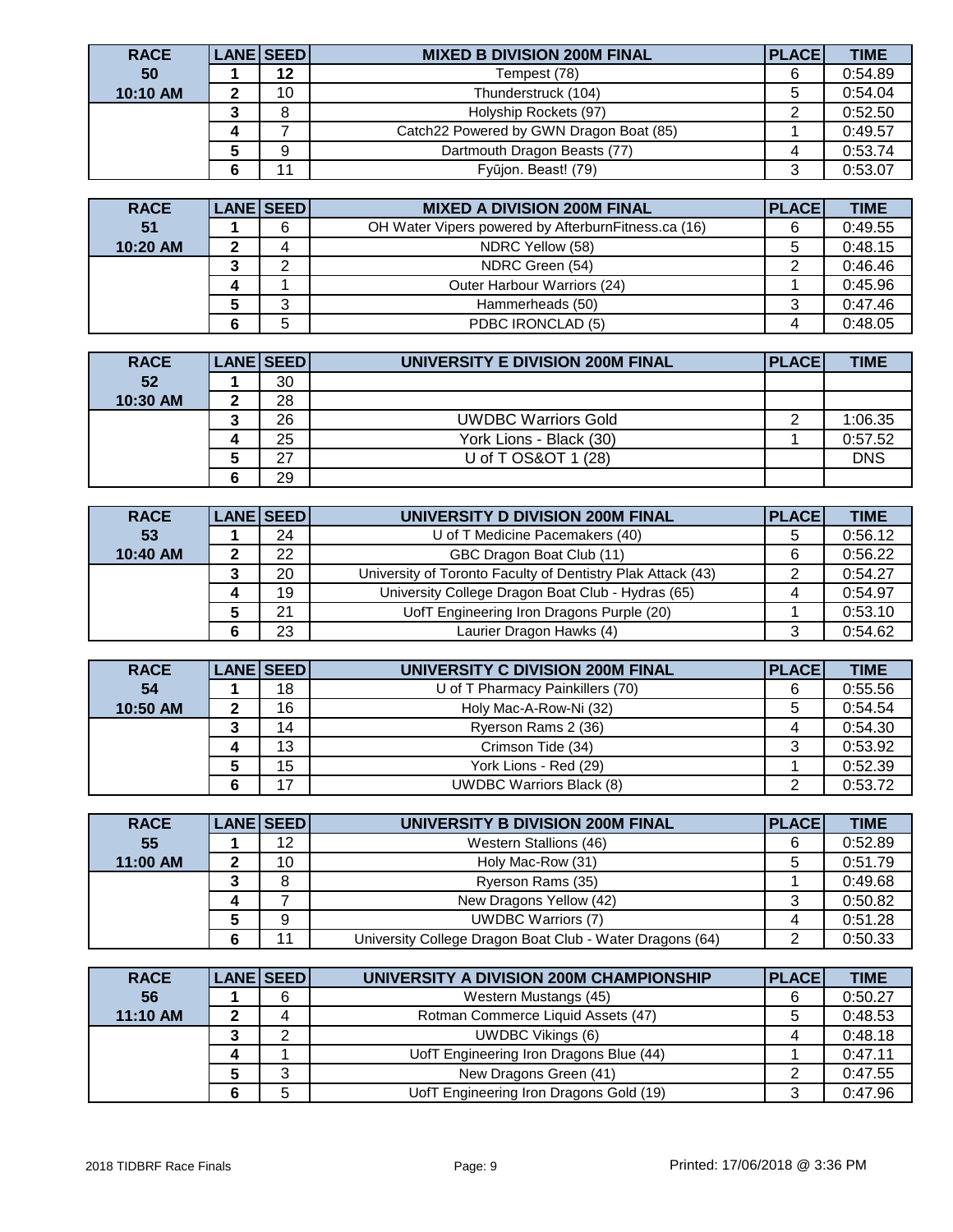| RACE | LANE | SEED | MIXED B DIVISION 200M FINAL | PLACE | TIME |
|---|---|---|---|---|---|
| 50 | 1 | 12 | Tempest (78) | 6 | 0:54.89 |
| 10:10 AM | 2 | 10 | Thunderstruck (104) | 5 | 0:54.04 |
| | 3 | 8 | Holyship Rockets (97) | 2 | 0:52.50 |
| | 4 | 7 | Catch22 Powered by GWN Dragon Boat (85) | 1 | 0:49.57 |
| | 5 | 9 | Dartmouth Dragon Beasts (77) | 4 | 0:53.74 |
| | 6 | 11 | Fyūjon. Beast! (79) | 3 | 0:53.07 |

| RACE | LANE | SEED | MIXED A DIVISION 200M FINAL | PLACE | TIME |
|---|---|---|---|---|---|
| 51 | 1 | 6 | OH Water Vipers powered by AfterburnFitness.ca (16) | 6 | 0:49.55 |
| 10:20 AM | 2 | 4 | NDRC Yellow (58) | 5 | 0:48.15 |
| | 3 | 2 | NDRC Green (54) | 2 | 0:46.46 |
| | 4 | 1 | Outer Harbour Warriors (24) | 1 | 0:45.96 |
| | 5 | 3 | Hammerheads (50) | 3 | 0:47.46 |
| | 6 | 5 | PDBC IRONCLAD (5) | 4 | 0:48.05 |

| RACE | LANE | SEED | UNIVERSITY E DIVISION 200M FINAL | PLACE | TIME |
|---|---|---|---|---|---|
| 52 | 1 | 30 | | | |
| 10:30 AM | 2 | 28 | | | |
| | 3 | 26 | UWDBC Warriors Gold | 2 | 1:06.35 |
| | 4 | 25 | York Lions - Black (30) | 1 | 0:57.52 |
| | 5 | 27 | U of T OS&OT 1 (28) | | DNS |
| | 6 | 29 | | | |

| RACE | LANE | SEED | UNIVERSITY D DIVISION 200M FINAL | PLACE | TIME |
|---|---|---|---|---|---|
| 53 | 1 | 24 | U of T Medicine Pacemakers (40) | 5 | 0:56.12 |
| 10:40 AM | 2 | 22 | GBC Dragon Boat Club (11) | 6 | 0:56.22 |
| | 3 | 20 | University of Toronto Faculty of Dentistry Plak Attack (43) | 2 | 0:54.27 |
| | 4 | 19 | University College Dragon Boat Club - Hydras (65) | 4 | 0:54.97 |
| | 5 | 21 | UofT Engineering Iron Dragons Purple (20) | 1 | 0:53.10 |
| | 6 | 23 | Laurier Dragon Hawks (4) | 3 | 0:54.62 |

| RACE | LANE | SEED | UNIVERSITY C DIVISION 200M FINAL | PLACE | TIME |
|---|---|---|---|---|---|
| 54 | 1 | 18 | U of T Pharmacy Painkillers (70) | 6 | 0:55.56 |
| 10:50 AM | 2 | 16 | Holy Mac-A-Row-Ni (32) | 5 | 0:54.54 |
| | 3 | 14 | Ryerson Rams 2 (36) | 4 | 0:54.30 |
| | 4 | 13 | Crimson Tide (34) | 3 | 0:53.92 |
| | 5 | 15 | York Lions - Red (29) | 1 | 0:52.39 |
| | 6 | 17 | UWDBC Warriors Black (8) | 2 | 0:53.72 |

| RACE | LANE | SEED | UNIVERSITY B DIVISION 200M FINAL | PLACE | TIME |
|---|---|---|---|---|---|
| 55 | 1 | 12 | Western Stallions (46) | 6 | 0:52.89 |
| 11:00 AM | 2 | 10 | Holy Mac-Row (31) | 5 | 0:51.79 |
| | 3 | 8 | Ryerson Rams (35) | 1 | 0:49.68 |
| | 4 | 7 | New Dragons Yellow (42) | 3 | 0:50.82 |
| | 5 | 9 | UWDBC Warriors (7) | 4 | 0:51.28 |
| | 6 | 11 | University College Dragon Boat Club - Water Dragons (64) | 2 | 0:50.33 |

| RACE | LANE | SEED | UNIVERSITY A DIVISION 200M CHAMPIONSHIP | PLACE | TIME |
|---|---|---|---|---|---|
| 56 | 1 | 6 | Western Mustangs (45) | 6 | 0:50.27 |
| 11:10 AM | 2 | 4 | Rotman Commerce Liquid Assets (47) | 5 | 0:48.53 |
| | 3 | 2 | UWDBC Vikings (6) | 4 | 0:48.18 |
| | 4 | 1 | UofT Engineering Iron Dragons Blue (44) | 1 | 0:47.11 |
| | 5 | 3 | New Dragons Green (41) | 2 | 0:47.55 |
| | 6 | 5 | UofT Engineering Iron Dragons Gold (19) | 3 | 0:47.96 |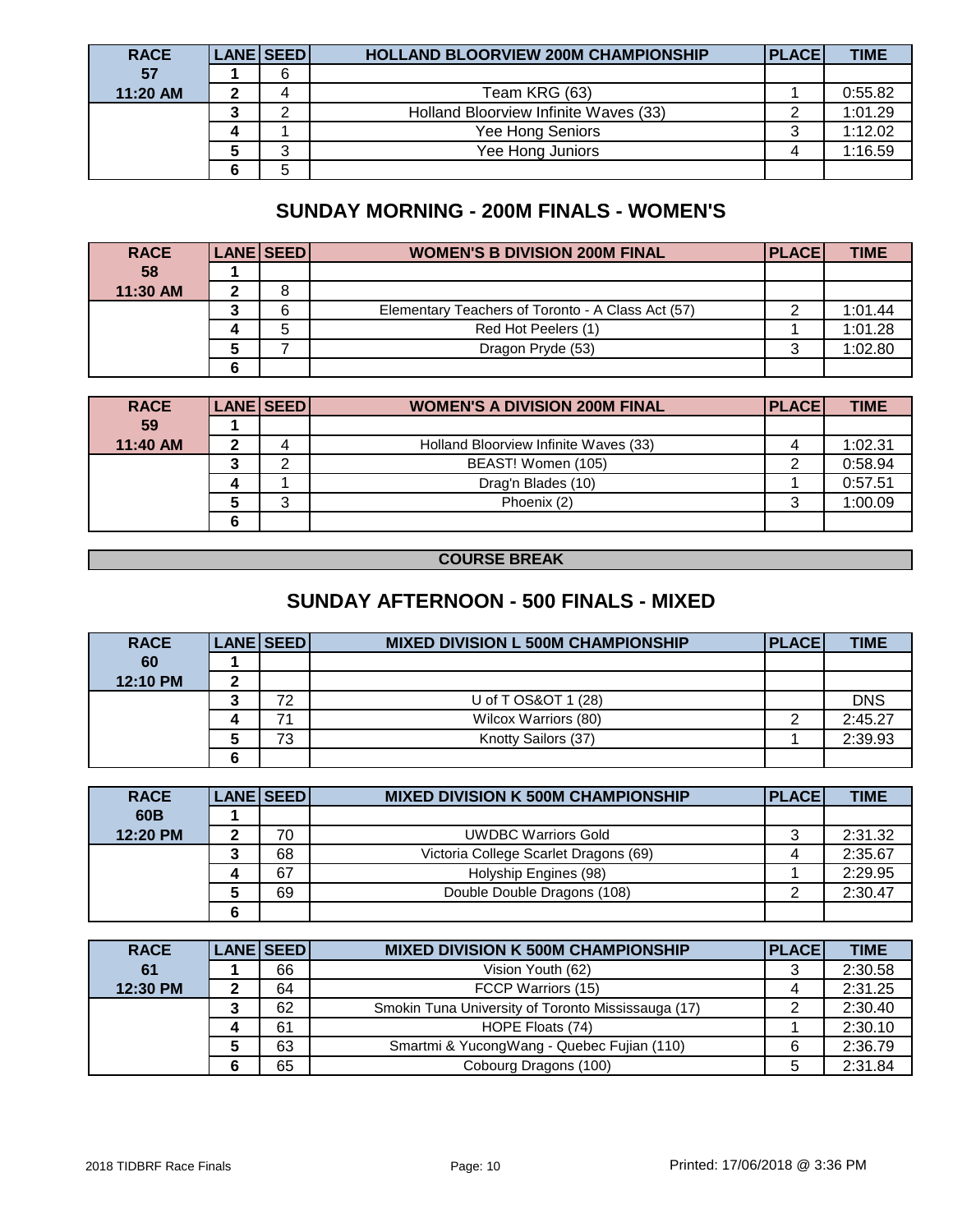| RACE | LANE | SEED | HOLLAND BLOORVIEW 200M CHAMPIONSHIP | PLACE | TIME |
|---|---|---|---|---|---|
| 57 | 1 | 6 | | | |
| 11:20 AM | 2 | 4 | Team KRG (63) | 1 | 0:55.82 |
| | 3 | 2 | Holland Bloorview Infinite Waves (33) | 2 | 1:01.29 |
| | 4 | 1 | Yee Hong Seniors | 3 | 1:12.02 |
| | 5 | 3 | Yee Hong Juniors | 4 | 1:16.59 |
| | 6 | 5 | | | |

## SUNDAY MORNING - 200M FINALS - WOMEN'S

| RACE | LANE | SEED | WOMEN'S B DIVISION 200M FINAL | PLACE | TIME |
|---|---|---|---|---|---|
| 58 | 1 | | | | |
| 11:30 AM | 2 | 8 | | | |
| | 3 | 6 | Elementary Teachers of Toronto - A Class Act (57) | 2 | 1:01.44 |
| | 4 | 5 | Red Hot Peelers (1) | 1 | 1:01.28 |
| | 5 | 7 | Dragon Pryde (53) | 3 | 1:02.80 |
| | 6 | | | | |

| RACE | LANE | SEED | WOMEN'S A DIVISION 200M FINAL | PLACE | TIME |
|---|---|---|---|---|---|
| 59 | 1 | | | | |
| 11:40 AM | 2 | 4 | Holland Bloorview Infinite Waves (33) | 4 | 1:02.31 |
| | 3 | 2 | BEAST! Women (105) | 2 | 0:58.94 |
| | 4 | 1 | Drag'n Blades (10) | 1 | 0:57.51 |
| | 5 | 3 | Phoenix (2) | 3 | 1:00.09 |
| | 6 | | | | |

**COURSE BREAK**

## SUNDAY AFTERNOON - 500 FINALS - MIXED

| RACE | LANE | SEED | MIXED DIVISION L 500M CHAMPIONSHIP | PLACE | TIME |
|---|---|---|---|---|---|
| 60 | 1 | | | | |
| 12:10 PM | 2 | | | | |
| | 3 | 72 | U of T OS&OT 1 (28) | | DNS |
| | 4 | 71 | Wilcox Warriors (80) | 2 | 2:45.27 |
| | 5 | 73 | Knotty Sailors (37) | 1 | 2:39.93 |
| | 6 | | | | |

| RACE | LANE | SEED | MIXED DIVISION K 500M CHAMPIONSHIP | PLACE | TIME |
|---|---|---|---|---|---|
| 60B | 1 | | | | |
| 12:20 PM | 2 | 70 | UWDBC Warriors Gold | 3 | 2:31.32 |
| | 3 | 68 | Victoria College Scarlet Dragons (69) | 4 | 2:35.67 |
| | 4 | 67 | Holyship Engines (98) | 1 | 2:29.95 |
| | 5 | 69 | Double Double Dragons (108) | 2 | 2:30.47 |
| | 6 | | | | |

| RACE | LANE | SEED | MIXED DIVISION K 500M CHAMPIONSHIP | PLACE | TIME |
|---|---|---|---|---|---|
| 61 | 1 | 66 | Vision Youth (62) | 3 | 2:30.58 |
| 12:30 PM | 2 | 64 | FCCP Warriors (15) | 4 | 2:31.25 |
| | 3 | 62 | Smokin Tuna University of Toronto Mississauga (17) | 2 | 2:30.40 |
| | 4 | 61 | HOPE Floats (74) | 1 | 2:30.10 |
| | 5 | 63 | Smartmi & YucongWang - Quebec Fujian (110) | 6 | 2:36.79 |
| | 6 | 65 | Cobourg Dragons (100) | 5 | 2:31.84 |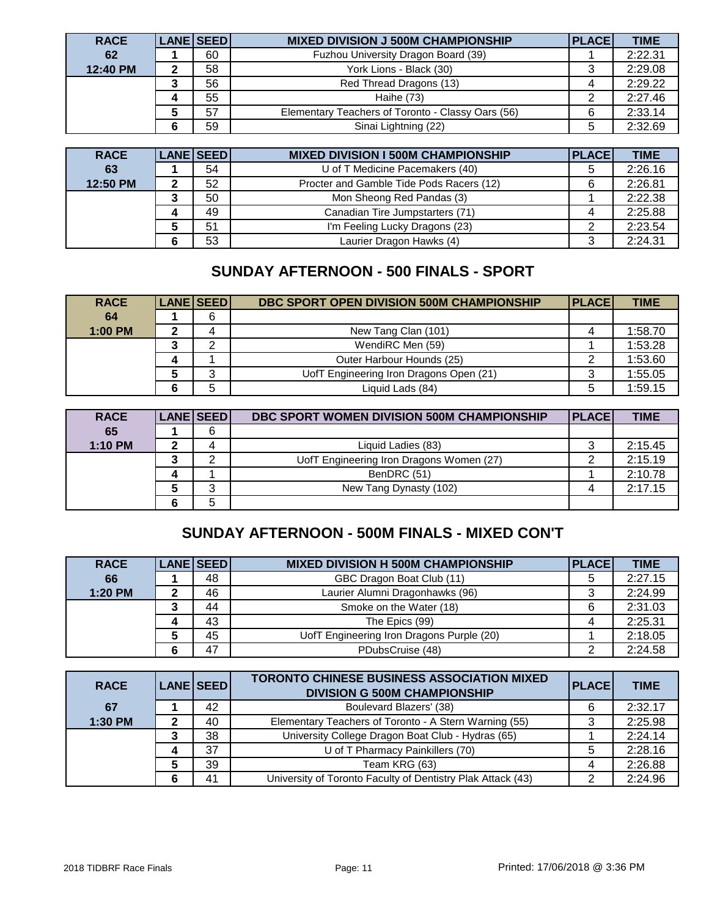| RACE | LANE | SEED | MIXED DIVISION J 500M CHAMPIONSHIP | PLACE | TIME |
|---|---|---|---|---|---|
| 62 | 1 | 60 | Fuzhou University Dragon Board (39) | 1 | 2:22.31 |
| 12:40 PM | 2 | 58 | York Lions - Black (30) | 3 | 2:29.08 |
| | 3 | 56 | Red Thread Dragons (13) | 4 | 2:29.22 |
| | 4 | 55 | Haihe (73) | 2 | 2:27.46 |
| | 5 | 57 | Elementary Teachers of Toronto - Classy Oars (56) | 6 | 2:33.14 |
| | 6 | 59 | Sinai Lightning (22) | 5 | 2:32.69 |

| RACE | LANE | SEED | MIXED DIVISION I 500M CHAMPIONSHIP | PLACE | TIME |
|---|---|---|---|---|---|
| 63 | 1 | 54 | U of T Medicine Pacemakers (40) | 5 | 2:26.16 |
| 12:50 PM | 2 | 52 | Procter and Gamble Tide Pods Racers (12) | 6 | 2:26.81 |
| | 3 | 50 | Mon Sheong Red Pandas (3) | 1 | 2:22.38 |
| | 4 | 49 | Canadian Tire Jumpstarters (71) | 4 | 2:25.88 |
| | 5 | 51 | I'm Feeling Lucky Dragons (23) | 2 | 2:23.54 |
| | 6 | 53 | Laurier Dragon Hawks (4) | 3 | 2:24.31 |

## SUNDAY AFTERNOON - 500 FINALS - SPORT

| RACE | LANE | SEED | DBC SPORT OPEN DIVISION 500M CHAMPIONSHIP | PLACE | TIME |
|---|---|---|---|---|---|
| 64 | 1 | 6 | | | |
| 1:00 PM | 2 | 4 | New Tang Clan (101) | 4 | 1:58.70 |
| | 3 | 2 | WendiRC Men (59) | 1 | 1:53.28 |
| | 4 | 1 | Outer Harbour Hounds (25) | 2 | 1:53.60 |
| | 5 | 3 | UofT Engineering Iron Dragons Open (21) | 3 | 1:55.05 |
| | 6 | 5 | Liquid Lads (84) | 5 | 1:59.15 |

| RACE | LANE | SEED | DBC SPORT WOMEN DIVISION 500M CHAMPIONSHIP | PLACE | TIME |
|---|---|---|---|---|---|
| 65 | 1 | 6 | | | |
| 1:10 PM | 2 | 4 | Liquid Ladies (83) | 3 | 2:15.45 |
| | 3 | 2 | UofT Engineering Iron Dragons Women (27) | 2 | 2:15.19 |
| | 4 | 1 | BenDRC (51) | 1 | 2:10.78 |
| | 5 | 3 | New Tang Dynasty (102) | 4 | 2:17.15 |
| | 6 | 5 | | | |

## SUNDAY AFTERNOON - 500M FINALS - MIXED CON'T

| RACE | LANE | SEED | MIXED DIVISION H 500M CHAMPIONSHIP | PLACE | TIME |
|---|---|---|---|---|---|
| 66 | 1 | 48 | GBC Dragon Boat Club (11) | 5 | 2:27.15 |
| 1:20 PM | 2 | 46 | Laurier Alumni Dragonhawks (96) | 3 | 2:24.99 |
| | 3 | 44 | Smoke on the Water (18) | 6 | 2:31.03 |
| | 4 | 43 | The Epics (99) | 4 | 2:25.31 |
| | 5 | 45 | UofT Engineering Iron Dragons Purple (20) | 1 | 2:18.05 |
| | 6 | 47 | PDubsCruise (48) | 2 | 2:24.58 |

| RACE | LANE | SEED | TORONTO CHINESE BUSINESS ASSOCIATION MIXED DIVISION G 500M CHAMPIONSHIP | PLACE | TIME |
|---|---|---|---|---|---|
| 67 | 1 | 42 | Boulevard Blazers' (38) | 6 | 2:32.17 |
| 1:30 PM | 2 | 40 | Elementary Teachers of Toronto - A Stern Warning (55) | 3 | 2:25.98 |
| | 3 | 38 | University College Dragon Boat Club - Hydras (65) | 1 | 2:24.14 |
| | 4 | 37 | U of T Pharmacy Painkillers (70) | 5 | 2:28.16 |
| | 5 | 39 | Team KRG (63) | 4 | 2:26.88 |
| | 6 | 41 | University of Toronto Faculty of Dentistry Plak Attack (43) | 2 | 2:24.96 |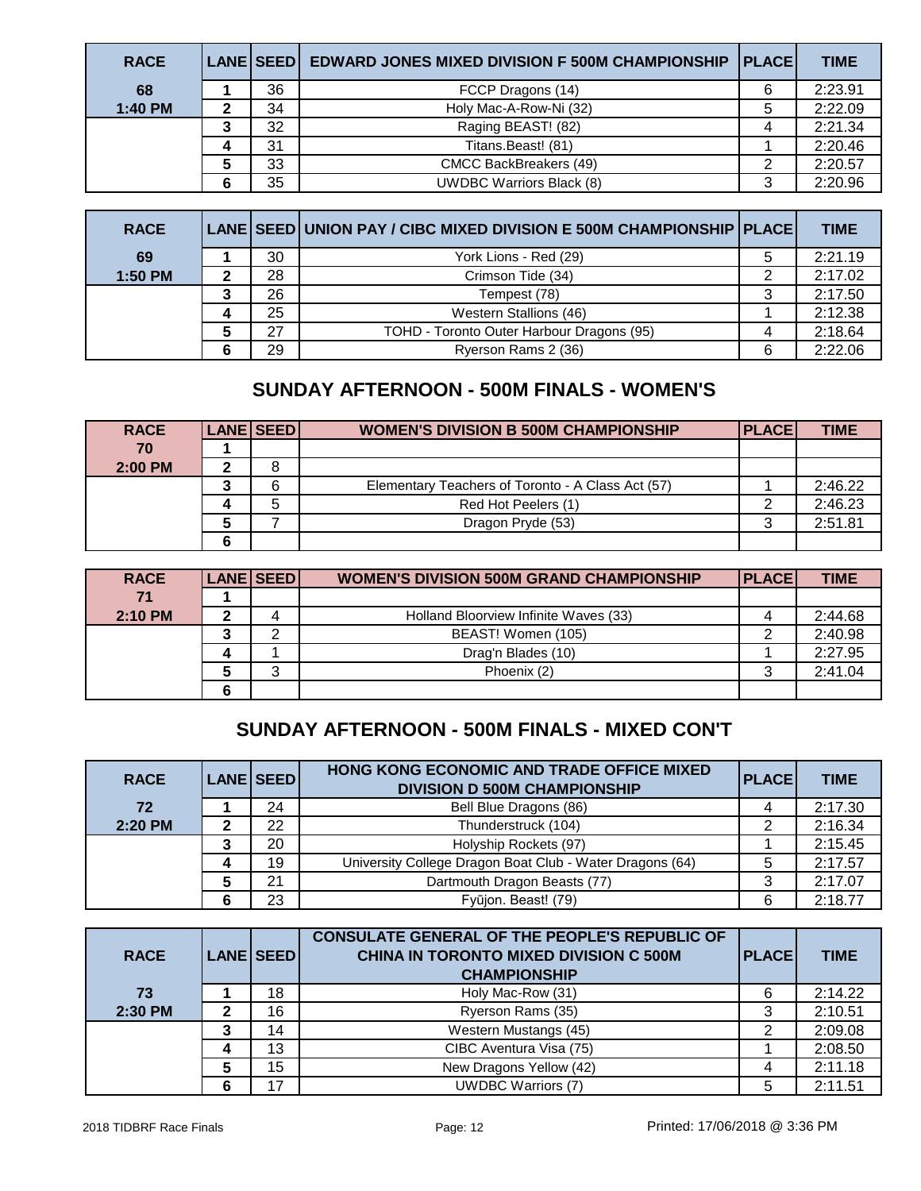| RACE | LANE | SEED | EDWARD JONES MIXED DIVISION F 500M CHAMPIONSHIP | PLACE | TIME |
|---|---|---|---|---|---|
| 68 | 1 | 36 | FCCP Dragons (14) | 6 | 2:23.91 |
| 1:40 PM | 2 | 34 | Holy Mac-A-Row-Ni (32) | 5 | 2:22.09 |
| | 3 | 32 | Raging BEAST! (82) | 4 | 2:21.34 |
| | 4 | 31 | Titans.Beast! (81) | 1 | 2:20.46 |
| | 5 | 33 | CMCC BackBreakers (49) | 2 | 2:20.57 |
| | 6 | 35 | UWDBC Warriors Black (8) | 3 | 2:20.96 |

| RACE | LANE | SEED | UNION PAY / CIBC MIXED DIVISION E 500M CHAMPIONSHIP | PLACE | TIME |
|---|---|---|---|---|---|
| 69 | 1 | 30 | York Lions - Red (29) | 5 | 2:21.19 |
| 1:50 PM | 2 | 28 | Crimson Tide (34) | 2 | 2:17.02 |
| | 3 | 26 | Tempest (78) | 3 | 2:17.50 |
| | 4 | 25 | Western Stallions (46) | 1 | 2:12.38 |
| | 5 | 27 | TOHD - Toronto Outer Harbour Dragons (95) | 4 | 2:18.64 |
| | 6 | 29 | Ryerson Rams 2 (36) | 6 | 2:22.06 |

## SUNDAY AFTERNOON - 500M FINALS - WOMEN'S

| RACE | LANE | SEED | WOMEN'S DIVISION B 500M CHAMPIONSHIP | PLACE | TIME |
|---|---|---|---|---|---|
| 70 | 1 | | | | |
| 2:00 PM | 2 | 8 | | | |
| | 3 | 6 | Elementary Teachers of Toronto - A Class Act (57) | 1 | 2:46.22 |
| | 4 | 5 | Red Hot Peelers (1) | 2 | 2:46.23 |
| | 5 | 7 | Dragon Pryde (53) | 3 | 2:51.81 |
| | 6 | | | | |

| RACE | LANE | SEED | WOMEN'S DIVISION 500M GRAND CHAMPIONSHIP | PLACE | TIME |
|---|---|---|---|---|---|
| 71 | 1 | | | | |
| 2:10 PM | 2 | 4 | Holland Bloorview Infinite Waves (33) | 4 | 2:44.68 |
| | 3 | 2 | BEAST! Women (105) | 2 | 2:40.98 |
| | 4 | 1 | Drag'n Blades (10) | 1 | 2:27.95 |
| | 5 | 3 | Phoenix (2) | 3 | 2:41.04 |
| | 6 | | | | |

## SUNDAY AFTERNOON - 500M FINALS - MIXED CON'T

| RACE | LANE | SEED | HONG KONG ECONOMIC AND TRADE OFFICE MIXED DIVISION D 500M CHAMPIONSHIP | PLACE | TIME |
|---|---|---|---|---|---|
| 72 | 1 | 24 | Bell Blue Dragons (86) | 4 | 2:17.30 |
| 2:20 PM | 2 | 22 | Thunderstruck (104) | 2 | 2:16.34 |
| | 3 | 20 | Holyship Rockets (97) | 1 | 2:15.45 |
| | 4 | 19 | University College Dragon Boat Club - Water Dragons (64) | 5 | 2:17.57 |
| | 5 | 21 | Dartmouth Dragon Beasts (77) | 3 | 2:17.07 |
| | 6 | 23 | Fyūjon. Beast! (79) | 6 | 2:18.77 |

| RACE | LANE | SEED | CONSULATE GENERAL OF THE PEOPLE'S REPUBLIC OF CHINA IN TORONTO MIXED DIVISION C 500M CHAMPIONSHIP | PLACE | TIME |
|---|---|---|---|---|---|
| 73 | 1 | 18 | Holy Mac-Row (31) | 6 | 2:14.22 |
| 2:30 PM | 2 | 16 | Ryerson Rams (35) | 3 | 2:10.51 |
| | 3 | 14 | Western Mustangs (45) | 2 | 2:09.08 |
| | 4 | 13 | CIBC Aventura Visa (75) | 1 | 2:08.50 |
| | 5 | 15 | New Dragons Yellow (42) | 4 | 2:11.18 |
| | 6 | 17 | UWDBC Warriors (7) | 5 | 2:11.51 |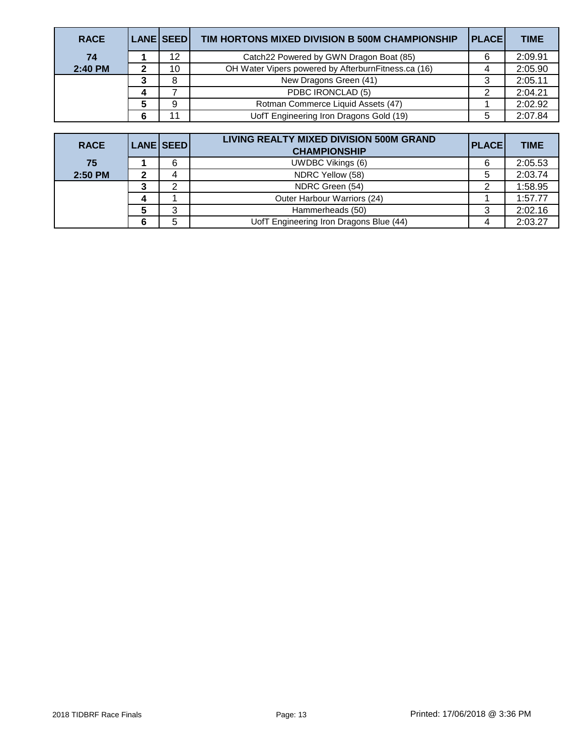| RACE | LANE | SEED | TIM HORTONS MIXED DIVISION B 500M CHAMPIONSHIP | PLACE | TIME |
|---|---|---|---|---|---|
| 74 | 1 | 12 | Catch22 Powered by GWN Dragon Boat (85) | 6 | 2:09.91 |
| 2:40 PM | 2 | 10 | OH Water Vipers powered by AfterburnFitness.ca (16) | 4 | 2:05.90 |
| | 3 | 8 | New Dragons Green (41) | 3 | 2:05.11 |
| | 4 | 7 | PDBC IRONCLAD (5) | 2 | 2:04.21 |
| | 5 | 9 | Rotman Commerce Liquid Assets (47) | 1 | 2:02.92 |
| | 6 | 11 | UofT Engineering Iron Dragons Gold (19) | 5 | 2:07.84 |

| RACE | LANE | SEED | LIVING REALTY MIXED DIVISION 500M GRAND CHAMPIONSHIP | PLACE | TIME |
|---|---|---|---|---|---|
| 75 | 1 | 6 | UWDBC Vikings (6) | 6 | 2:05.53 |
| 2:50 PM | 2 | 4 | NDRC Yellow (58) | 5 | 2:03.74 |
| | 3 | 2 | NDRC Green (54) | 2 | 1:58.95 |
| | 4 | 1 | Outer Harbour Warriors (24) | 1 | 1:57.77 |
| | 5 | 3 | Hammerheads (50) | 3 | 2:02.16 |
| | 6 | 5 | UofT Engineering Iron Dragons Blue (44) | 4 | 2:03.27 |